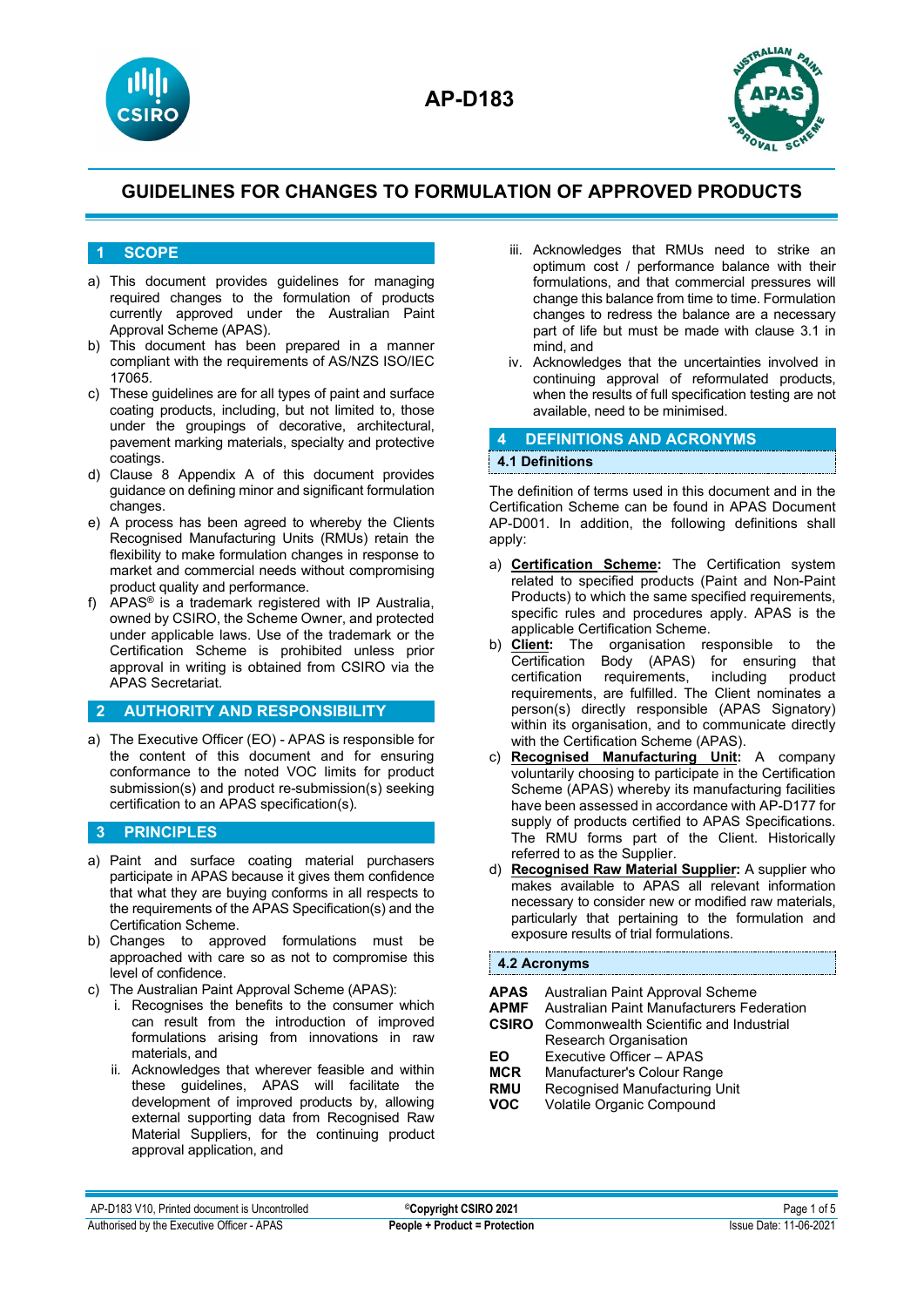# AP-D183

## GUIDELINES FOR CHANGES TO FORMULATION OF APPROVED PRODUCTS

## 1 SCOPE

a) This document provides guidelines for managing required changes to the formulation of products currently approved under the Australian Paint Approval Scheme (APAS).

b) This document has been prepared in a manner compliant with the requirements of AS/NZS ISO/IEC 17065.

c) These guidelines are for all types of paint and surface coating products, including, but not limited to, those under the groupings of decorative, architectural, pavement marking materials, specialty and protective coatings.

d) Clause 8 Appendix A of this document provides guidance on defining minor and significant formulation changes.

e) A process has been agreed to whereby the Clients Recognised Manufacturing Units (RMUs) retain the flexibility to make formulation changes in response to market and commercial needs without compromising product quality and performance.

f) APAS® is a trademark registered with IP Australia, owned by CSIRO, the Scheme Owner, and protected under applicable laws. Use of the trademark or the Certification Scheme is prohibited unless prior approval in writing is obtained from CSIRO via the APAS Secretariat.

## 2 AUTHORITY AND RESPONSIBILITY

a) The Executive Officer (EO) - APAS is responsible for the content of this document and for ensuring conformance to the noted VOC limits for product submission(s) and product re-submission(s) seeking certification to an APAS specification(s).

## 3 PRINCIPLES

a) Paint and surface coating material purchasers participate in APAS because it gives them confidence that what they are buying conforms in all respects to the requirements of the APAS Specification(s) and the Certification Scheme.

b) Changes to approved formulations must be approached with care so as not to compromise this level of confidence.

c) The Australian Paint Approval Scheme (APAS):

   i. Recognises the benefits to the consumer which can result from the introduction of improved formulations arising from innovations in raw materials, and

   ii. Acknowledges that wherever feasible and within these guidelines, APAS will facilitate the development of improved products by, allowing external supporting data from Recognised Raw Material Suppliers, for the continuing product approval application, and

   iii. Acknowledges that RMUs need to strike an optimum cost / performance balance with their formulations, and that commercial pressures will change this balance from time to time. Formulation changes to redress the balance are a necessary part of life but must be made with clause 3.1 in mind, and

   iv. Acknowledges that the uncertainties involved in continuing approval of reformulated products, when the results of full specification testing are not available, need to be minimised.

## 4 DEFINITIONS AND ACRONYMS

### 4.1 Definitions

The definition of terms used in this document and in the Certification Scheme can be found in APAS Document AP-D001. In addition, the following definitions shall apply:

a) **Certification Scheme:** The Certification system related to specified products (Paint and Non-Paint Products) to which the same specified requirements, specific rules and procedures apply. APAS is the applicable Certification Scheme.

b) **Client:** The organisation responsible to the Certification Body (APAS) for ensuring that certification requirements, including product requirements, are fulfilled. The Client nominates a person(s) directly responsible (APAS Signatory) within its organisation, and to communicate directly with the Certification Scheme (APAS).

c) **Recognised Manufacturing Unit:** A company voluntarily choosing to participate in the Certification Scheme (APAS) whereby its manufacturing facilities have been assessed in accordance with AP-D177 for supply of products certified to APAS Specifications. The RMU forms part of the Client. Historically referred to as the Supplier.

d) **Recognised Raw Material Supplier:** A supplier who makes available to APAS all relevant information necessary to consider new or modified raw materials, particularly that pertaining to the formulation and exposure results of trial formulations.

### 4.2 Acronyms

| | |
|---|---|
| **APAS** | Australian Paint Approval Scheme |
| **APMF** | Australian Paint Manufacturers Federation |
| **CSIRO** | Commonwealth Scientific and Industrial Research Organisation |
| **EO** | Executive Officer – APAS |
| **MCR** | Manufacturer's Colour Range |
| **RMU** | Recognised Manufacturing Unit |
| **VOC** | Volatile Organic Compound |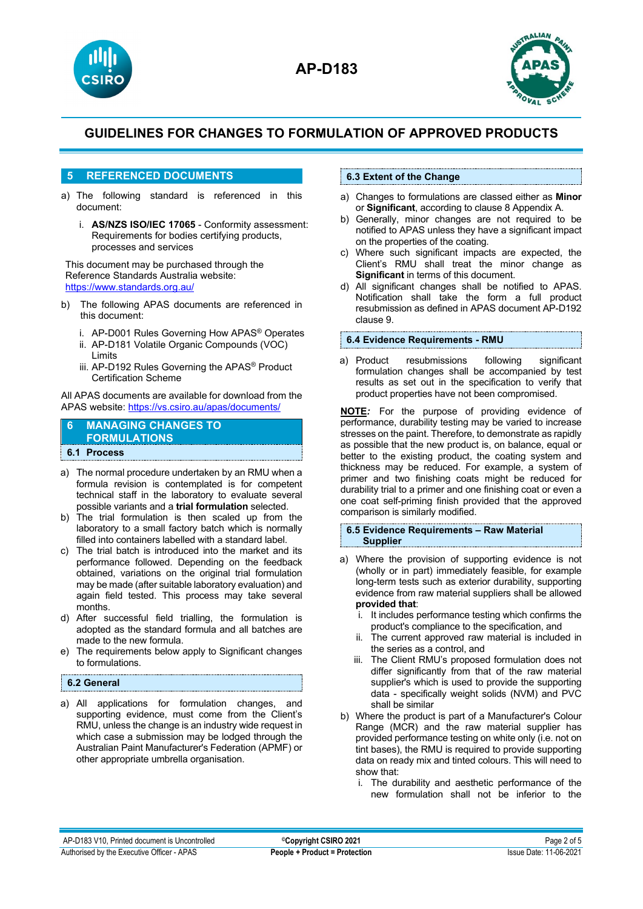## 5 REFERENCED DOCUMENTS

a) The following standard is referenced in this document:

   i. **AS/NZS ISO/IEC 17065** - Conformity assessment: Requirements for bodies certifying products, processes and services

This document may be purchased through the Reference Standards Australia website: https://www.standards.org.au/

b) The following APAS documents are referenced in this document:

   i. AP-D001 Rules Governing How APAS® Operates
   ii. AP-D181 Volatile Organic Compounds (VOC) Limits
   iii. AP-D192 Rules Governing the APAS® Product Certification Scheme

All APAS documents are available for download from the APAS website: https://vs.csiro.au/apas/documents/

## 6 MANAGING CHANGES TO FORMULATIONS

### 6.1 Process

a) The normal procedure undertaken by an RMU when a formula revision is contemplated is for competent technical staff in the laboratory to evaluate several possible variants and a **trial formulation** selected.
b) The trial formulation is then scaled up from the laboratory to a small factory batch which is normally filled into containers labelled with a standard label.
c) The trial batch is introduced into the market and its performance followed. Depending on the feedback obtained, variations on the original trial formulation may be made (after suitable laboratory evaluation) and again field tested. This process may take several months.
d) After successful field trialling, the formulation is adopted as the standard formula and all batches are made to the new formula.
e) The requirements below apply to Significant changes to formulations.

### 6.2 General

a) All applications for formulation changes, and supporting evidence, must come from the Client's RMU, unless the change is an industry wide request in which case a submission may be lodged through the Australian Paint Manufacturer's Federation (APMF) or other appropriate umbrella organisation.

### 6.3 Extent of the Change

a) Changes to formulations are classed either as **Minor** or **Significant**, according to clause 8 Appendix A.
b) Generally, minor changes are not required to be notified to APAS unless they have a significant impact on the properties of the coating.
c) Where such significant impacts are expected, the Client's RMU shall treat the minor change as **Significant** in terms of this document.
d) All significant changes shall be notified to APAS. Notification shall take the form a full product resubmission as defined in APAS document AP-D192 clause 9.

### 6.4 Evidence Requirements - RMU

a) Product resubmissions following significant formulation changes shall be accompanied by test results as set out in the specification to verify that product properties have not been compromised.

**NOTE***:* For the purpose of providing evidence of performance, durability testing may be varied to increase stresses on the paint. Therefore, to demonstrate as rapidly as possible that the new product is, on balance, equal or better to the existing product, the coating system and thickness may be reduced. For example, a system of primer and two finishing coats might be reduced for durability trial to a primer and one finishing coat or even a one coat self-priming finish provided that the approved comparison is similarly modified.

### 6.5 Evidence Requirements – Raw Material Supplier

a) Where the provision of supporting evidence is not (wholly or in part) immediately feasible, for example long-term tests such as exterior durability, supporting evidence from raw material suppliers shall be allowed **provided that**:
   i. It includes performance testing which confirms the product's compliance to the specification, and
   ii. The current approved raw material is included in the series as a control, and
   iii. The Client RMU's proposed formulation does not differ significantly from that of the raw material supplier's which is used to provide the supporting data - specifically weight solids (NVM) and PVC shall be similar
b) Where the product is part of a Manufacturer's Colour Range (MCR) and the raw material supplier has provided performance testing on white only (i.e. not on tint bases), the RMU is required to provide supporting data on ready mix and tinted colours. This will need to show that:
   i. The durability and aesthetic performance of the new formulation shall not be inferior to the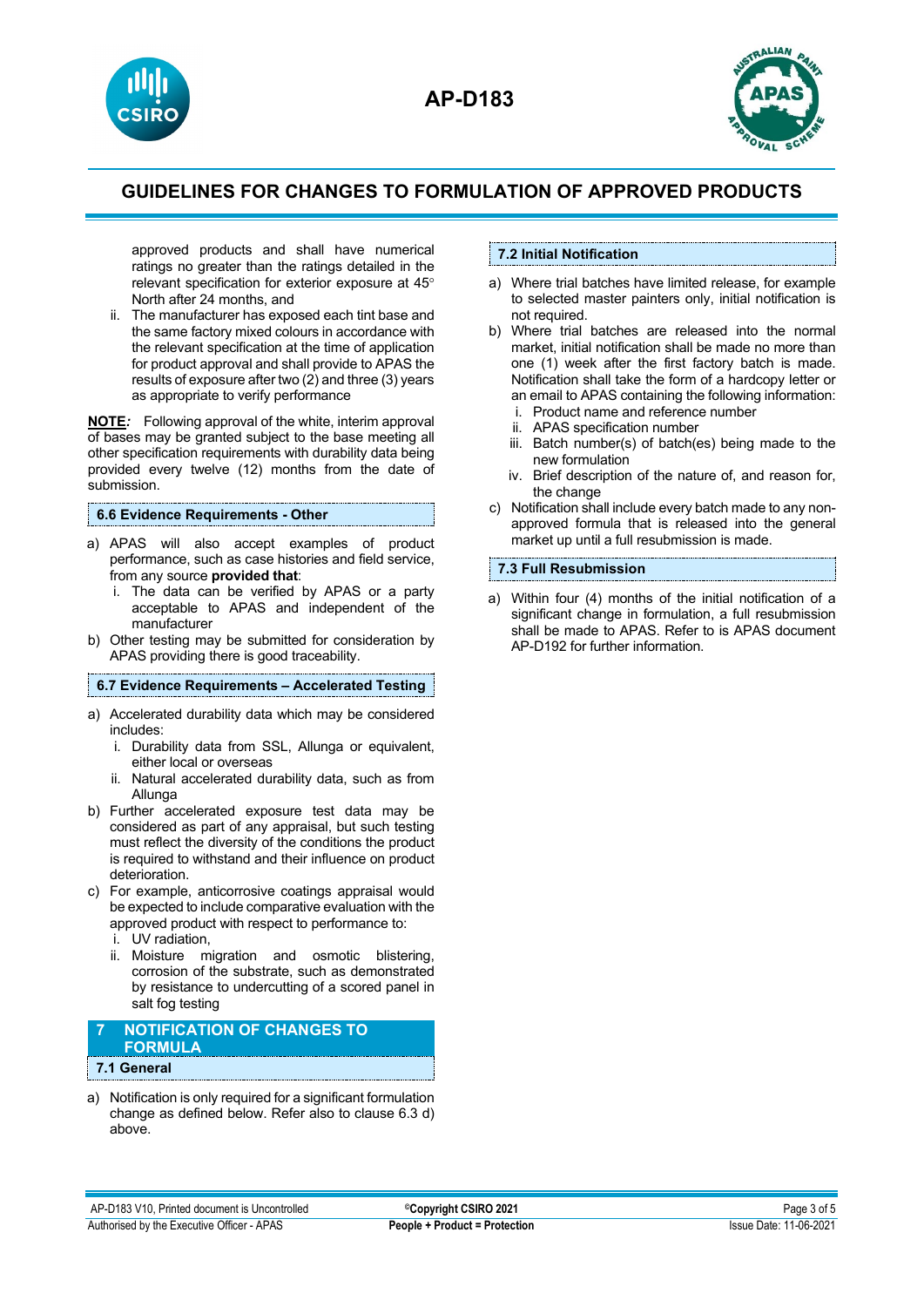approved products and shall have numerical ratings no greater than the ratings detailed in the relevant specification for exterior exposure at 45° North after 24 months, and

ii. The manufacturer has exposed each tint base and the same factory mixed colours in accordance with the relevant specification at the time of application for product approval and shall provide to APAS the results of exposure after two (2) and three (3) years as appropriate to verify performance

**NOTE**: Following approval of the white, interim approval of bases may be granted subject to the base meeting all other specification requirements with durability data being provided every twelve (12) months from the date of submission.

### 6.6 Evidence Requirements - Other

a) APAS will also accept examples of product performance, such as case histories and field service, from any source **provided that**:
   i. The data can be verified by APAS or a party acceptable to APAS and independent of the manufacturer
b) Other testing may be submitted for consideration by APAS providing there is good traceability.

### 6.7 Evidence Requirements – Accelerated Testing

a) Accelerated durability data which may be considered includes:
   i. Durability data from SSL, Allunga or equivalent, either local or overseas
   ii. Natural accelerated durability data, such as from Allunga
b) Further accelerated exposure test data may be considered as part of any appraisal, but such testing must reflect the diversity of the conditions the product is required to withstand and their influence on product deterioration.
c) For example, anticorrosive coatings appraisal would be expected to include comparative evaluation with the approved product with respect to performance to:
   i. UV radiation,
   ii. Moisture migration and osmotic blistering, corrosion of the substrate, such as demonstrated by resistance to undercutting of a scored panel in salt fog testing

## 7 NOTIFICATION OF CHANGES TO FORMULA

### 7.1 General

a) Notification is only required for a significant formulation change as defined below. Refer also to clause 6.3 d) above.

### 7.2 Initial Notification

a) Where trial batches have limited release, for example to selected master painters only, initial notification is not required.
b) Where trial batches are released into the normal market, initial notification shall be made no more than one (1) week after the first factory batch is made. Notification shall take the form of a hardcopy letter or an email to APAS containing the following information:
   i. Product name and reference number
   ii. APAS specification number
   iii. Batch number(s) of batch(es) being made to the new formulation
   iv. Brief description of the nature of, and reason for, the change
c) Notification shall include every batch made to any non-approved formula that is released into the general market up until a full resubmission is made.

### 7.3 Full Resubmission

a) Within four (4) months of the initial notification of a significant change in formulation, a full resubmission shall be made to APAS. Refer to is APAS document AP-D192 for further information.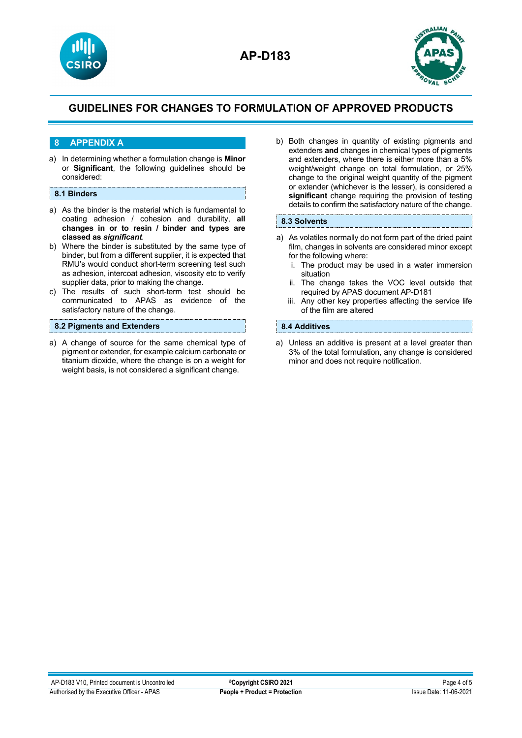## 8 APPENDIX A

a) In determining whether a formulation change is **Minor** or **Significant**, the following guidelines should be considered:

### 8.1 Binders

a) As the binder is the material which is fundamental to coating adhesion / cohesion and durability, **all changes in or to resin / binder and types are classed as *significant***.

b) Where the binder is substituted by the same type of binder, but from a different supplier, it is expected that RMU's would conduct short-term screening test such as adhesion, intercoat adhesion, viscosity etc to verify supplier data, prior to making the change.

c) The results of such short-term test should be communicated to APAS as evidence of the satisfactory nature of the change.

### 8.2 Pigments and Extenders

a) A change of source for the same chemical type of pigment or extender, for example calcium carbonate or titanium dioxide, where the change is on a weight for weight basis, is not considered a significant change.

b) Both changes in quantity of existing pigments and extenders **and** changes in chemical types of pigments and extenders, where there is either more than a 5% weight/weight change on total formulation, or 25% change to the original weight quantity of the pigment or extender (whichever is the lesser), is considered a **significant** change requiring the provision of testing details to confirm the satisfactory nature of the change.

### 8.3 Solvents

a) As volatiles normally do not form part of the dried paint film, changes in solvents are considered minor except for the following where:
   i. The product may be used in a water immersion situation
   ii. The change takes the VOC level outside that required by APAS document AP-D181
   iii. Any other key properties affecting the service life of the film are altered

### 8.4 Additives

a) Unless an additive is present at a level greater than 3% of the total formulation, any change is considered minor and does not require notification.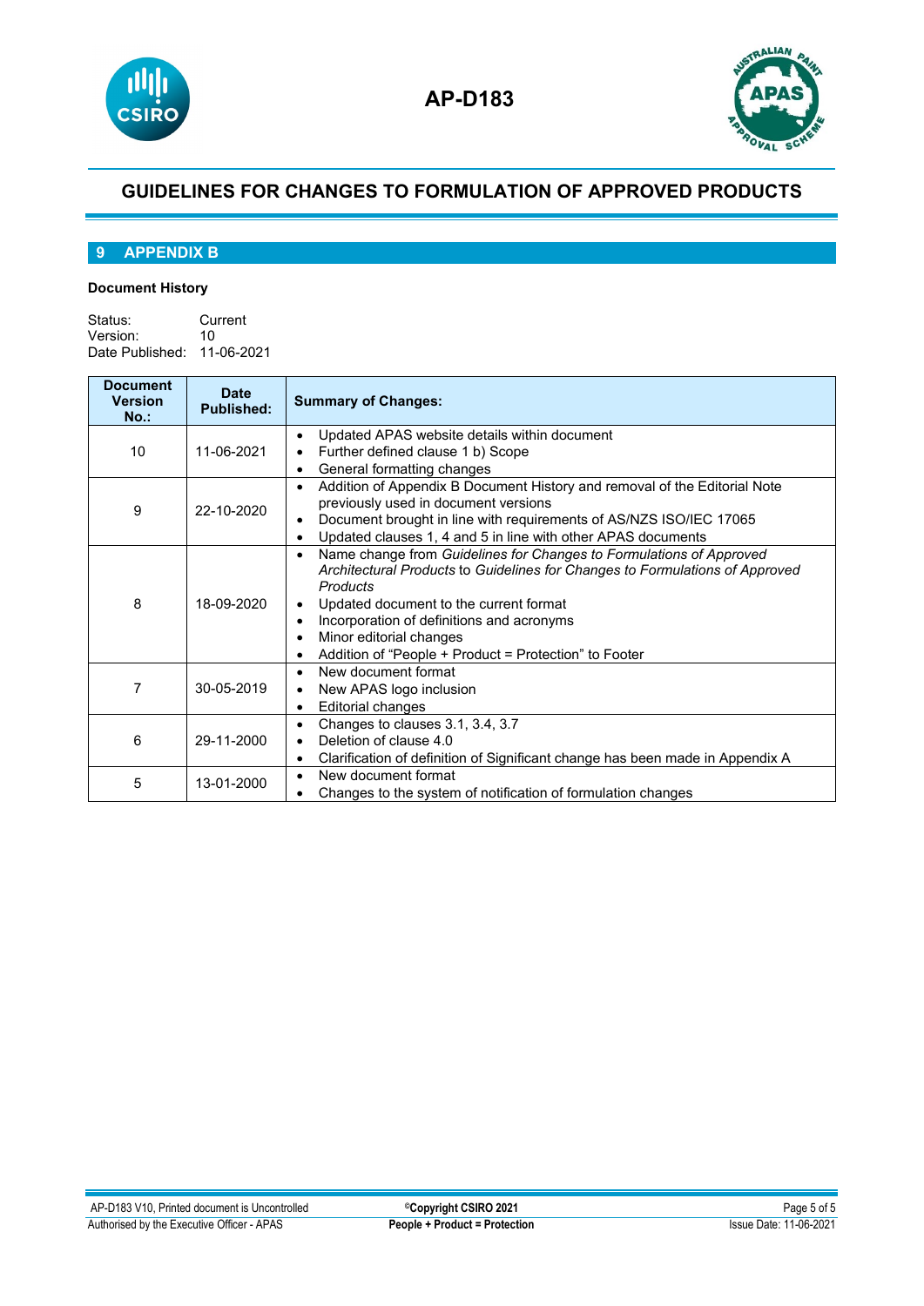# 9 APPENDIX B

**Document History**

Status: Current
Version: 10
Date Published: 11-06-2021

| Document Version No.: | Date Published: | Summary of Changes: |
|---|---|---|
| 10 | 11-06-2021 | • Updated APAS website details within document<br>• Further defined clause 1 b) Scope<br>• General formatting changes |
| 9 | 22-10-2020 | • Addition of Appendix B Document History and removal of the Editorial Note previously used in document versions<br>• Document brought in line with requirements of AS/NZS ISO/IEC 17065<br>• Updated clauses 1, 4 and 5 in line with other APAS documents |
| 8 | 18-09-2020 | • Name change from *Guidelines for Changes to Formulations of Approved Architectural Products* to *Guidelines for Changes to Formulations of Approved Products*<br>• Updated document to the current format<br>• Incorporation of definitions and acronyms<br>• Minor editorial changes<br>• Addition of "People + Product = Protection" to Footer |
| 7 | 30-05-2019 | • New document format<br>• New APAS logo inclusion<br>• Editorial changes |
| 6 | 29-11-2000 | • Changes to clauses 3.1, 3.4, 3.7<br>• Deletion of clause 4.0<br>• Clarification of definition of Significant change has been made in Appendix A |
| 5 | 13-01-2000 | • New document format<br>• Changes to the system of notification of formulation changes |